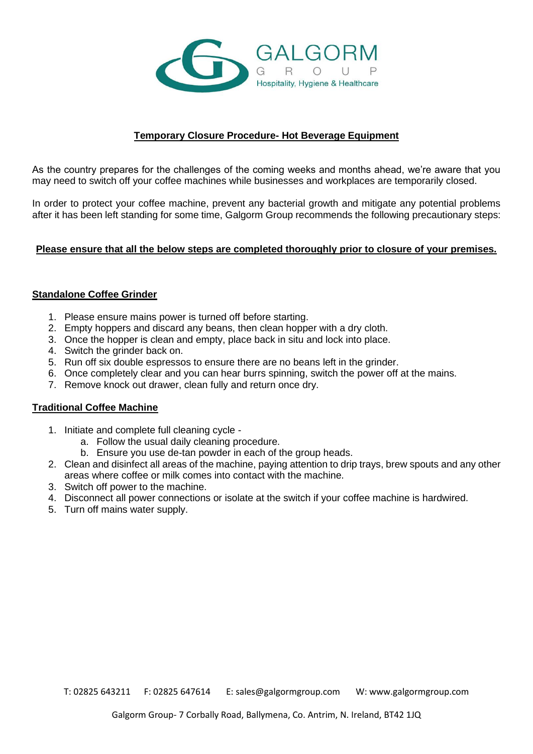GALGORM

GROUP

Hospitality, Hygiene & Healthcare

# Temporary Closure Procedure- Hot Beverage Equipment

As the country prepares for the challenges of the coming weeks and months ahead, we're aware that you may need to switch off your coffee machines while businesses and workplaces are temporarily closed.

In order to protect your coffee machine, prevent any bacterial growth and mitigate any potential problems after it has been left standing for some time, Galgorm Group recommends the following precautionary steps:

**Please ensure that all the below steps are completed thoroughly prior to closure of your premises.**

## Standalone Coffee Grinder

1. Please ensure mains power is turned off before starting.
2. Empty hoppers and discard any beans, then clean hopper with a dry cloth.
3. Once the hopper is clean and empty, place back in situ and lock into place.
4. Switch the grinder back on.
5. Run off six double espressos to ensure there are no beans left in the grinder.
6. Once completely clear and you can hear burrs spinning, switch the power off at the mains.
7. Remove knock out drawer, clean fully and return once dry.

## Traditional Coffee Machine

1. Initiate and complete full cleaning cycle -
   a. Follow the usual daily cleaning procedure.
   b. Ensure you use de-tan powder in each of the group heads.
2. Clean and disinfect all areas of the machine, paying attention to drip trays, brew spouts and any other areas where coffee or milk comes into contact with the machine.
3. Switch off power to the machine.
4. Disconnect all power connections or isolate at the switch if your coffee machine is hardwired.
5. Turn off mains water supply.

T: 02825 643211 F: 02825 647614 E: sales@galgormgroup.com W: www.galgormgroup.com

Galgorm Group- 7 Corbally Road, Ballymena, Co. Antrim, N. Ireland, BT42 1JQ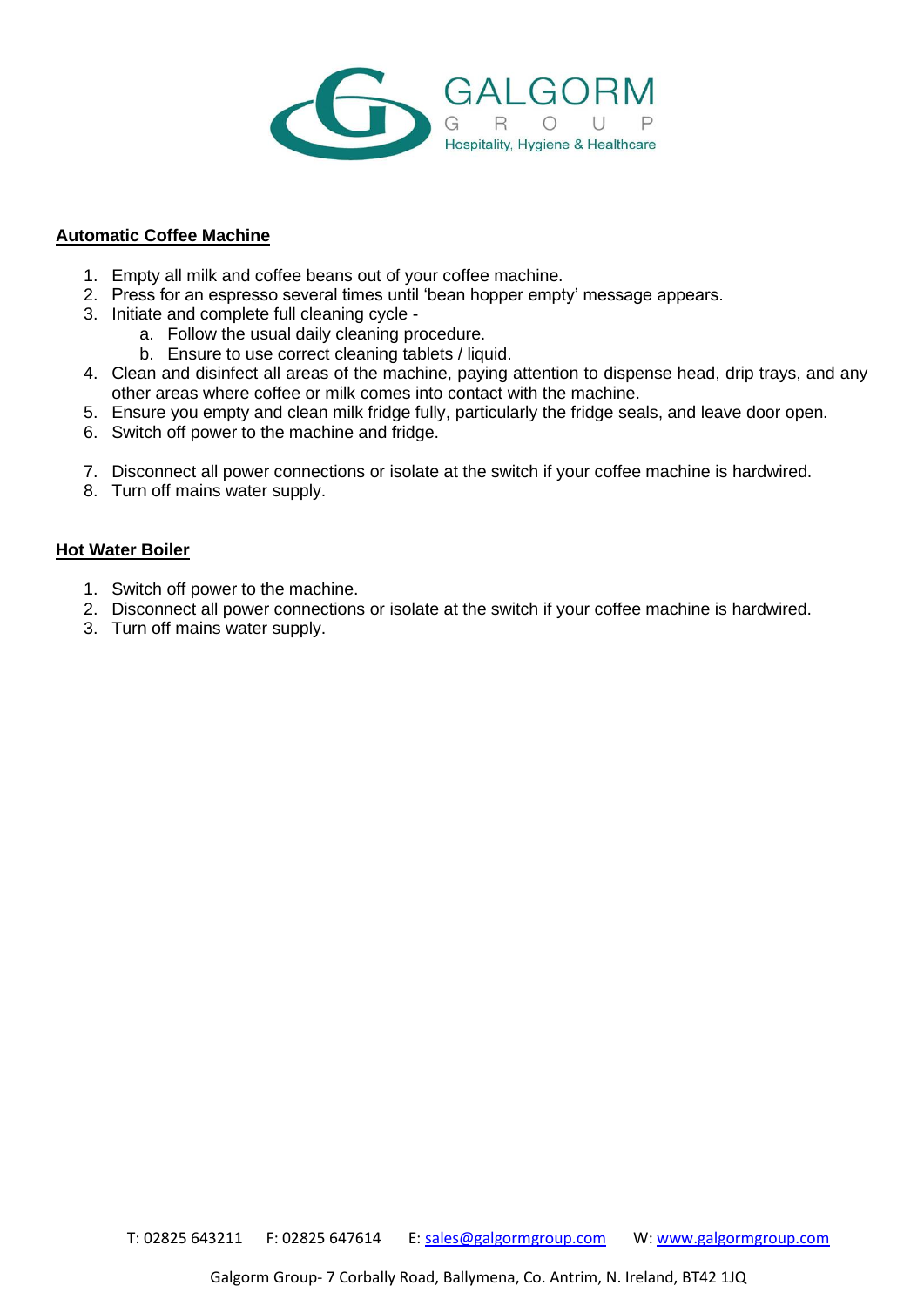GALGORM

GROUP

Hospitality, Hygiene & Healthcare

**Automatic Coffee Machine**

1. Empty all milk and coffee beans out of your coffee machine.
2. Press for an espresso several times until 'bean hopper empty' message appears.
3. Initiate and complete full cleaning cycle -
    a. Follow the usual daily cleaning procedure.
    b. Ensure to use correct cleaning tablets / liquid.
4. Clean and disinfect all areas of the machine, paying attention to dispense head, drip trays, and any other areas where coffee or milk comes into contact with the machine.
5. Ensure you empty and clean milk fridge fully, particularly the fridge seals, and leave door open.
6. Switch off power to the machine and fridge.
7. Disconnect all power connections or isolate at the switch if your coffee machine is hardwired.
8. Turn off mains water supply.

**Hot Water Boiler**

1. Switch off power to the machine.
2. Disconnect all power connections or isolate at the switch if your coffee machine is hardwired.
3. Turn off mains water supply.

T: 02825 643211 F: 02825 647614 E: sales@galgormgroup.com W: www.galgormgroup.com

Galgorm Group- 7 Corbally Road, Ballymena, Co. Antrim, N. Ireland, BT42 1JQ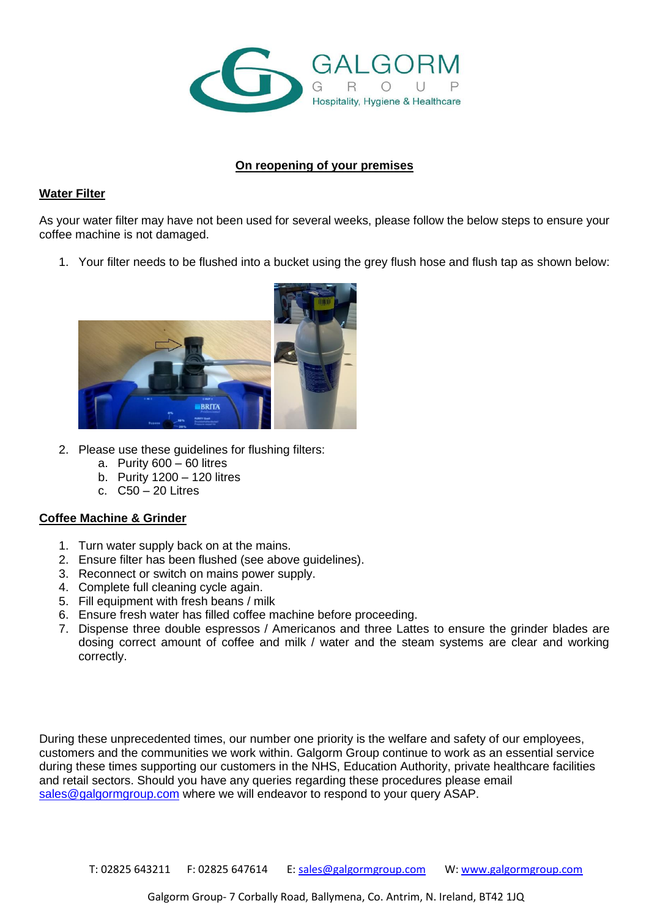GALGORM
GROUP
Hospitality, Hygiene & Healthcare

## On reopening of your premises

### Water Filter

As your water filter may have not been used for several weeks, please follow the below steps to ensure your coffee machine is not damaged.

1. Your filter needs to be flushed into a bucket using the grey flush hose and flush tap as shown below:

2. Please use these guidelines for flushing filters:
   a. Purity 600 – 60 litres
   b. Purity 1200 – 120 litres
   c. C50 – 20 Litres

### Coffee Machine & Grinder

1. Turn water supply back on at the mains.
2. Ensure filter has been flushed (see above guidelines).
3. Reconnect or switch on mains power supply.
4. Complete full cleaning cycle again.
5. Fill equipment with fresh beans / milk
6. Ensure fresh water has filled coffee machine before proceeding.
7. Dispense three double espressos / Americanos and three Lattes to ensure the grinder blades are dosing correct amount of coffee and milk / water and the steam systems are clear and working correctly.

During these unprecedented times, our number one priority is the welfare and safety of our employees, customers and the communities we work within. Galgorm Group continue to work as an essential service during these times supporting our customers in the NHS, Education Authority, private healthcare facilities and retail sectors. Should you have any queries regarding these procedures please email sales@galgormgroup.com where we will endeavor to respond to your query ASAP.

T: 02825 643211 F: 02825 647614 E: sales@galgormgroup.com W: www.galgormgroup.com

Galgorm Group- 7 Corbally Road, Ballymena, Co. Antrim, N. Ireland, BT42 1JQ